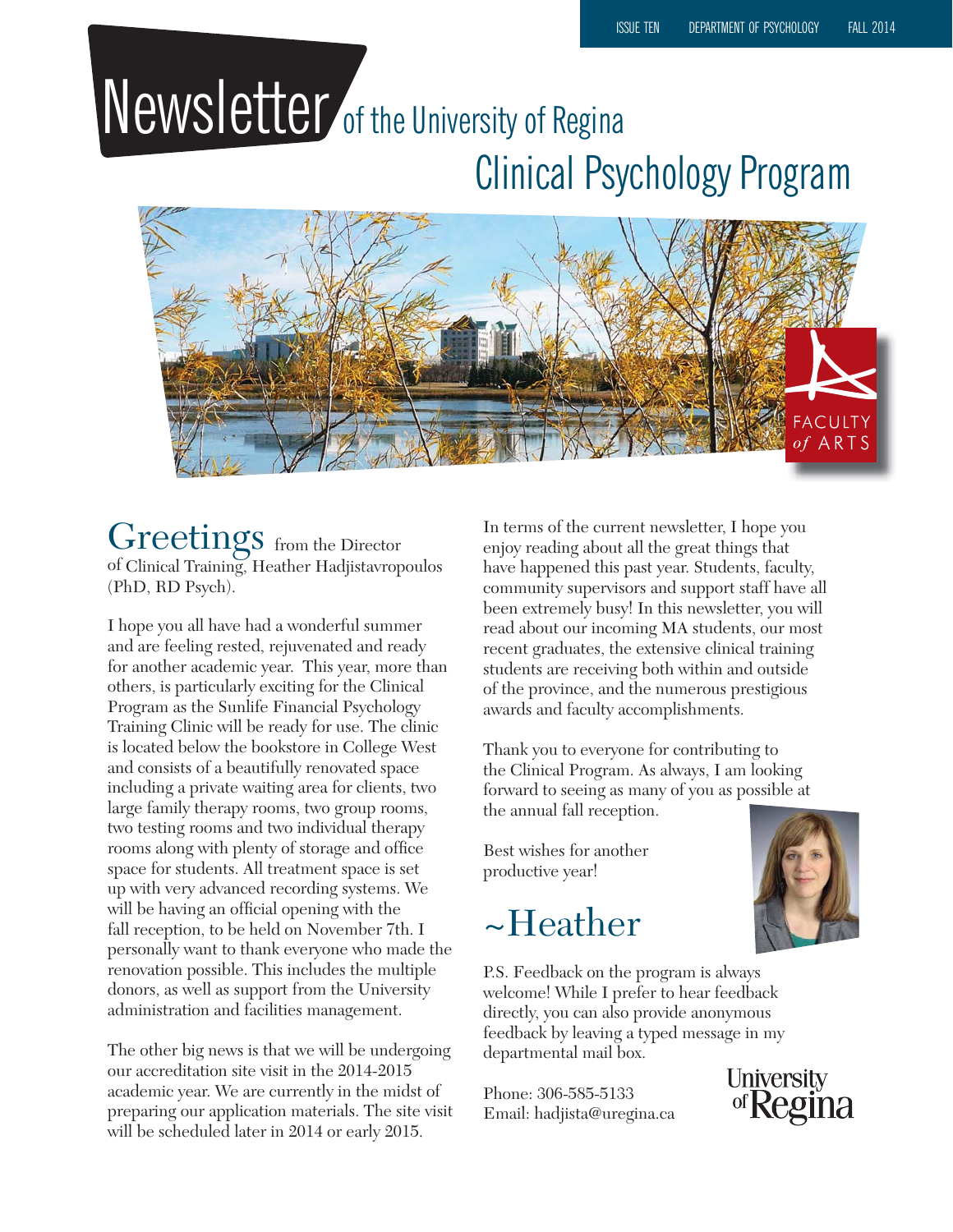ISSUE TEN DEPARTMENT OF PSYCHOLOGY FALL 2014

# Newsletter of the University of Regina Clinical Psychology Program

FACULTY *of* ARTS

## Greetings from the Director of Clinical Training, Heather Hadjistavropoulos (PhD, RD Psych).

I hope you all have had a wonderful summer and are feeling rested, rejuvenated and ready for another academic year. This year, more than others, is particularly exciting for the Clinical Program as the Sunlife Financial Psychology Training Clinic will be ready for use. The clinic is located below the bookstore in College West and consists of a beautifully renovated space including a private waiting area for clients, two large family therapy rooms, two group rooms, two testing rooms and two individual therapy rooms along with plenty of storage and office space for students. All treatment space is set up with very advanced recording systems. We will be having an official opening with the fall reception, to be held on November 7th. I personally want to thank everyone who made the renovation possible. This includes the multiple donors, as well as support from the University administration and facilities management.

The other big news is that we will be undergoing our accreditation site visit in the 2014-2015 academic year. We are currently in the midst of preparing our application materials. The site visit will be scheduled later in 2014 or early 2015.

In terms of the current newsletter, I hope you enjoy reading about all the great things that have happened this past year. Students, faculty, community supervisors and support staff have all been extremely busy! In this newsletter, you will read about our incoming MA students, our most recent graduates, the extensive clinical training students are receiving both within and outside of the province, and the numerous prestigious awards and faculty accomplishments.

Thank you to everyone for contributing to the Clinical Program. As always, I am looking forward to seeing as many of you as possible at the annual fall reception.

Best wishes for another productive year!

~Heather

P.S. Feedback on the program is always welcome! While I prefer to hear feedback directly, you can also provide anonymous feedback by leaving a typed message in my departmental mail box.

Phone: 306-585-5133
Email: hadjista@uregina.ca

University of Regina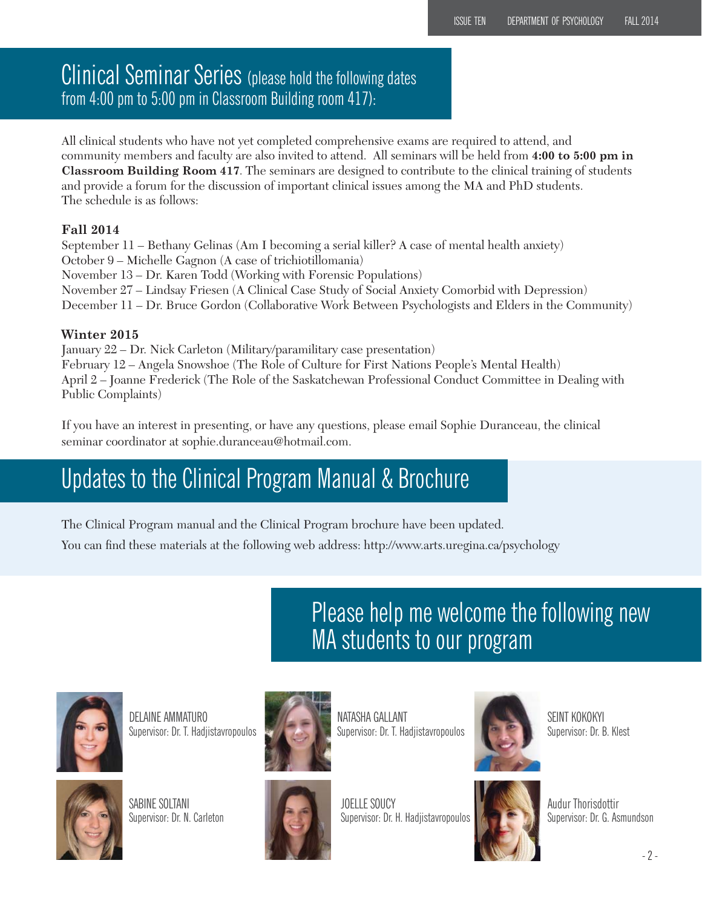## Clinical Seminar Series (please hold the following dates from 4:00 pm to 5:00 pm in Classroom Building room 417):

All clinical students who have not yet completed comprehensive exams are required to attend, and community members and faculty are also invited to attend. All seminars will be held from **4:00 to 5:00 pm in Classroom Building Room 417**. The seminars are designed to contribute to the clinical training of students and provide a forum for the discussion of important clinical issues among the MA and PhD students. The schedule is as follows:

**Fall 2014**

September 11 – Bethany Gelinas (Am I becoming a serial killer? A case of mental health anxiety)
October 9 – Michelle Gagnon (A case of trichotillomania)
November 13 – Dr. Karen Todd (Working with Forensic Populations)
November 27 – Lindsay Friesen (A Clinical Case Study of Social Anxiety Comorbid with Depression)
December 11 – Dr. Bruce Gordon (Collaborative Work Between Psychologists and Elders in the Community)

**Winter 2015**

January 22 – Dr. Nick Carleton (Military/paramilitary case presentation)
February 12 – Angela Snowshoe (The Role of Culture for First Nations People's Mental Health)
April 2 – Joanne Frederick (The Role of the Saskatchewan Professional Conduct Committee in Dealing with Public Complaints)

If you have an interest in presenting, or have any questions, please email Sophie Duranceau, the clinical seminar coordinator at sophie.duranceau@hotmail.com.

## Updates to the Clinical Program Manual & Brochure

The Clinical Program manual and the Clinical Program brochure have been updated.

You can find these materials at the following web address: http://www.arts.uregina.ca/psychology

## Please help me welcome the following new MA students to our program

DELAINE AMMATURO
Supervisor: Dr. T. Hadjistavropoulos

NATASHA GALLANT
Supervisor: Dr. T. Hadjistavropoulos

SEINT KOKOKYI
Supervisor: Dr. B. Klest

SABINE SOLTANI
Supervisor: Dr. N. Carleton

JOELLE SOUCY
Supervisor: Dr. H. Hadjistavropoulos

Audur Thorisdottir
Supervisor: Dr. G. Asmundson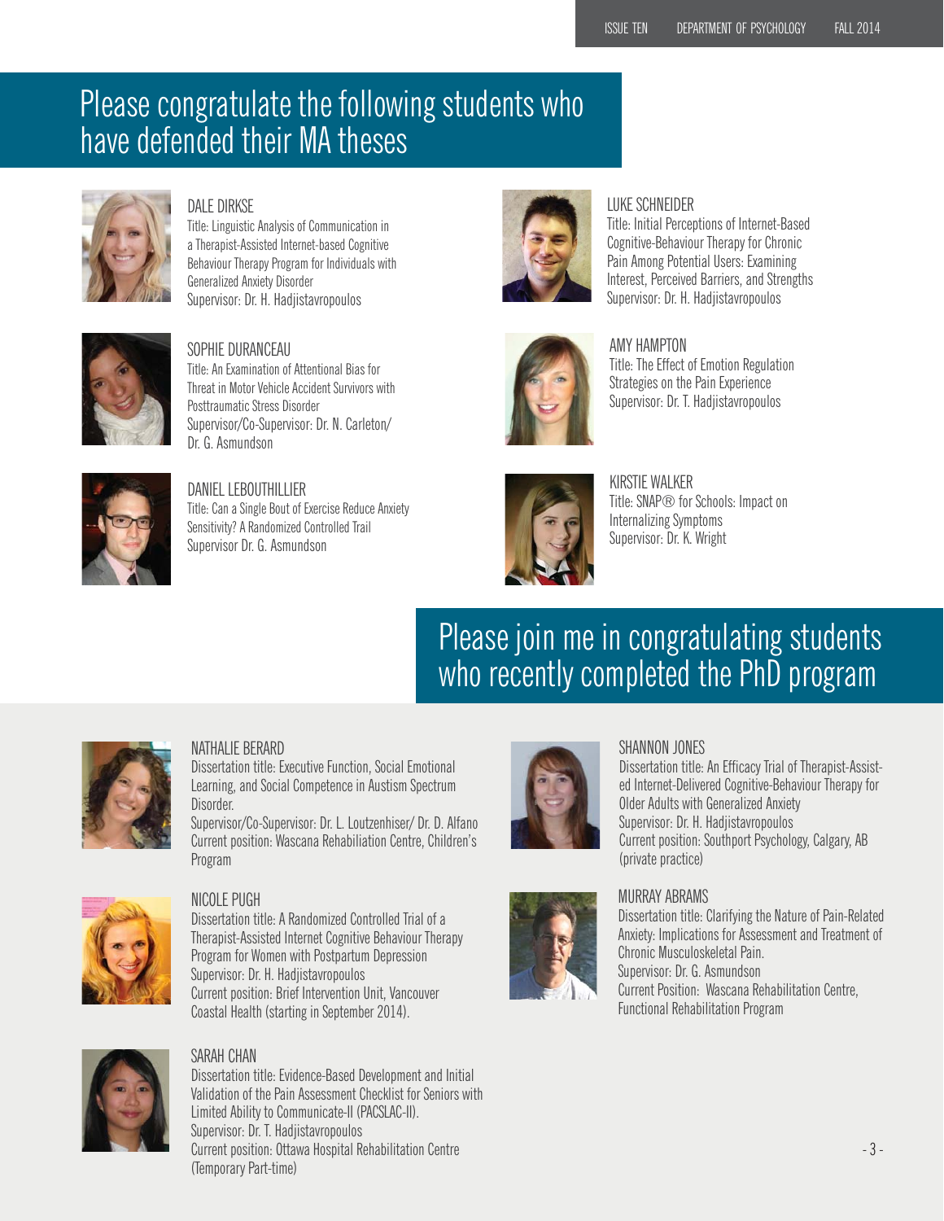## Please congratulate the following students who have defended their MA theses

DALE DIRKSE
Title: Linguistic Analysis of Communication in a Therapist-Assisted Internet-based Cognitive Behaviour Therapy Program for Individuals with Generalized Anxiety Disorder
Supervisor: Dr. H. Hadjistavropoulos

SOPHIE DURANCEAU
Title: An Examination of Attentional Bias for Threat in Motor Vehicle Accident Survivors with Posttraumatic Stress Disorder
Supervisor/Co-Supervisor: Dr. N. Carleton/ Dr. G. Asmundson

DANIEL LEBOUTHILLIER
Title: Can a Single Bout of Exercise Reduce Anxiety Sensitivity? A Randomized Controlled Trail
Supervisor Dr. G. Asmundson

LUKE SCHNEIDER
Title: Initial Perceptions of Internet-Based Cognitive-Behaviour Therapy for Chronic Pain Among Potential Users: Examining Interest, Perceived Barriers, and Strengths
Supervisor: Dr. H. Hadjistavropoulos

AMY HAMPTON
Title: The Effect of Emotion Regulation Strategies on the Pain Experience
Supervisor: Dr. T. Hadjistavropoulos

KIRSTIE WALKER
Title: SNAP® for Schools: Impact on Internalizing Symptoms
Supervisor: Dr. K. Wright

## Please join me in congratulating students who recently completed the PhD program

NATHALIE BERARD
Dissertation title: Executive Function, Social Emotional Learning, and Social Competence in Austism Spectrum Disorder.
Supervisor/Co-Supervisor: Dr. L. Loutzenhiser/ Dr. D. Alfano
Current position: Wascana Rehabilitation Centre, Children's Program

NICOLE PUGH
Dissertation title: A Randomized Controlled Trial of a Therapist-Assisted Internet Cognitive Behaviour Therapy Program for Women with Postpartum Depression
Supervisor: Dr. H. Hadjistavropoulos
Current position: Brief Intervention Unit, Vancouver Coastal Health (starting in September 2014).

SARAH CHAN
Dissertation title: Evidence-Based Development and Initial Validation of the Pain Assessment Checklist for Seniors with Limited Ability to Communicate-II (PACSLAC-II).
Supervisor: Dr. T. Hadjistavropoulos
Current position: Ottawa Hospital Rehabilitation Centre (Temporary Part-time)

SHANNON JONES
Dissertation title: An Efficacy Trial of Therapist-Assisted Internet-Delivered Cognitive-Behaviour Therapy for Older Adults with Generalized Anxiety
Supervisor: Dr. H. Hadjistavropoulos
Current position: Southport Psychology, Calgary, AB (private practice)

MURRAY ABRAMS
Dissertation title: Clarifying the Nature of Pain-Related Anxiety: Implications for Assessment and Treatment of Chronic Musculoskeletal Pain.
Supervisor: Dr. G. Asmundson
Current Position: Wascana Rehabilitation Centre, Functional Rehabilitation Program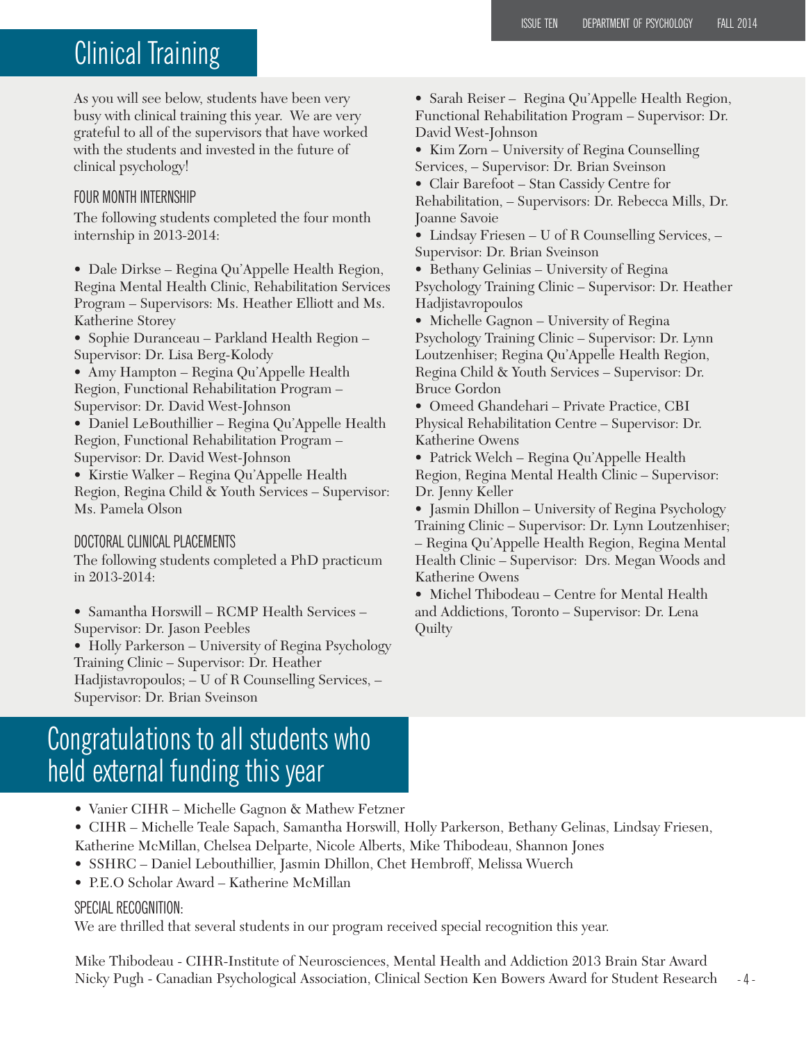# Clinical Training

As you will see below, students have been very busy with clinical training this year. We are very grateful to all of the supervisors that have worked with the students and invested in the future of clinical psychology!

## FOUR MONTH INTERNSHIP

The following students completed the four month internship in 2013-2014:

- Dale Dirkse – Regina Qu'Appelle Health Region, Regina Mental Health Clinic, Rehabilitation Services Program – Supervisors: Ms. Heather Elliott and Ms. Katherine Storey
- Sophie Duranceau – Parkland Health Region – Supervisor: Dr. Lisa Berg-Kolody
- Amy Hampton – Regina Qu'Appelle Health Region, Functional Rehabilitation Program – Supervisor: Dr. David West-Johnson
- Daniel LeBouthillier – Regina Qu'Appelle Health Region, Functional Rehabilitation Program – Supervisor: Dr. David West-Johnson
- Kirstie Walker – Regina Qu'Appelle Health Region, Regina Child & Youth Services – Supervisor: Ms. Pamela Olson

## DOCTORAL CLINICAL PLACEMENTS

The following students completed a PhD practicum in 2013-2014:

- Samantha Horswill – RCMP Health Services – Supervisor: Dr. Jason Peebles
- Holly Parkerson – University of Regina Psychology Training Clinic – Supervisor: Dr. Heather Hadjistavropoulos; – U of R Counselling Services, – Supervisor: Dr. Brian Sveinson
- Sarah Reiser – Regina Qu'Appelle Health Region, Functional Rehabilitation Program – Supervisor: Dr. David West-Johnson
- Kim Zorn – University of Regina Counselling Services, – Supervisor: Dr. Brian Sveinson
- Clair Barefoot – Stan Cassidy Centre for Rehabilitation, – Supervisors: Dr. Rebecca Mills, Dr. Joanne Savoie
- Lindsay Friesen – U of R Counselling Services, – Supervisor: Dr. Brian Sveinson
- Bethany Gelinias – University of Regina Psychology Training Clinic – Supervisor: Dr. Heather Hadjistavropoulos
- Michelle Gagnon – University of Regina Psychology Training Clinic – Supervisor: Dr. Lynn Loutzenhiser; Regina Qu'Appelle Health Region, Regina Child & Youth Services – Supervisor: Dr. Bruce Gordon
- Omeed Ghandehari – Private Practice, CBI Physical Rehabilitation Centre – Supervisor: Dr. Katherine Owens
- Patrick Welch – Regina Qu'Appelle Health Region, Regina Mental Health Clinic – Supervisor: Dr. Jenny Keller
- Jasmin Dhillon – University of Regina Psychology Training Clinic – Supervisor: Dr. Lynn Loutzenhiser; – Regina Qu'Appelle Health Region, Regina Mental Health Clinic – Supervisor: Drs. Megan Woods and Katherine Owens
- Michel Thibodeau – Centre for Mental Health and Addictions, Toronto – Supervisor: Dr. Lena Quilty

# Congratulations to all students who held external funding this year

- Vanier CIHR – Michelle Gagnon & Mathew Fetzner
- CIHR – Michelle Teale Sapach, Samantha Horswill, Holly Parkerson, Bethany Gelinas, Lindsay Friesen, Katherine McMillan, Chelsea Delparte, Nicole Alberts, Mike Thibodeau, Shannon Jones
- SSHRC – Daniel Lebouthillier, Jasmin Dhillon, Chet Hembroff, Melissa Wuerch
- P.E.O Scholar Award – Katherine McMillan

## SPECIAL RECOGNITION:

We are thrilled that several students in our program received special recognition this year.

Mike Thibodeau - CIHR-Institute of Neurosciences, Mental Health and Addiction 2013 Brain Star Award
Nicky Pugh - Canadian Psychological Association, Clinical Section Ken Bowers Award for Student Research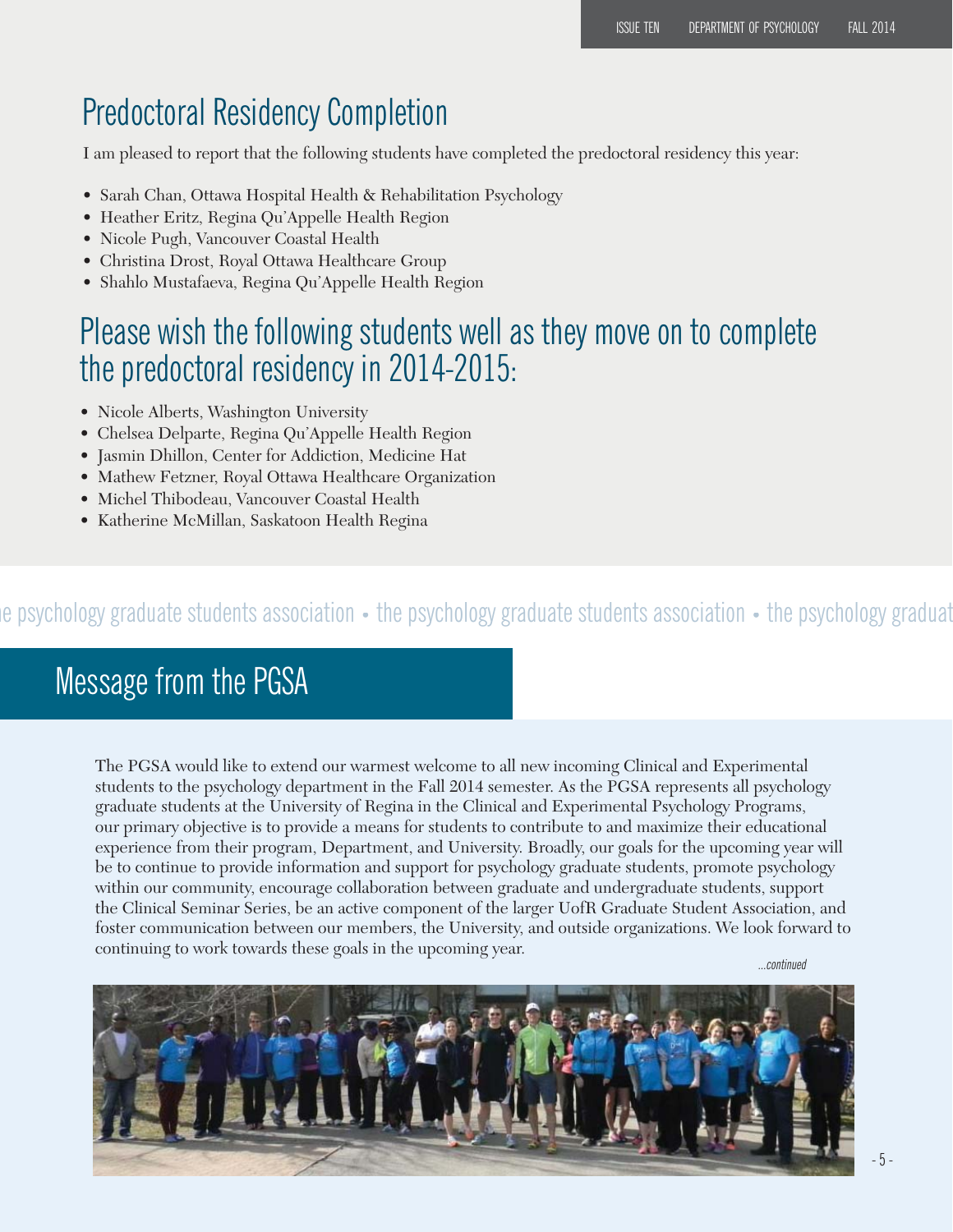## Predoctoral Residency Completion

I am pleased to report that the following students have completed the predoctoral residency this year:

- Sarah Chan, Ottawa Hospital Health & Rehabilitation Psychology
- Heather Eritz, Regina Qu'Appelle Health Region
- Nicole Pugh, Vancouver Coastal Health
- Christina Drost, Royal Ottawa Healthcare Group
- Shahlo Mustafaeva, Regina Qu'Appelle Health Region

## Please wish the following students well as they move on to complete the predoctoral residency in 2014-2015:

- Nicole Alberts, Washington University
- Chelsea Delparte, Regina Qu'Appelle Health Region
- Jasmin Dhillon, Center for Addiction, Medicine Hat
- Mathew Fetzner, Royal Ottawa Healthcare Organization
- Michel Thibodeau, Vancouver Coastal Health
- Katherine McMillan, Saskatoon Health Regina

the psychology graduate students association • the psychology graduate students association • the psychology graduate students association

## Message from the PGSA

The PGSA would like to extend our warmest welcome to all new incoming Clinical and Experimental students to the psychology department in the Fall 2014 semester. As the PGSA represents all psychology graduate students at the University of Regina in the Clinical and Experimental Psychology Programs, our primary objective is to provide a means for students to contribute to and maximize their educational experience from their program, Department, and University. Broadly, our goals for the upcoming year will be to continue to provide information and support for psychology graduate students, promote psychology within our community, encourage collaboration between graduate and undergraduate students, support the Clinical Seminar Series, be an active component of the larger UofR Graduate Student Association, and foster communication between our members, the University, and outside organizations. We look forward to continuing to work towards these goals in the upcoming year.

*...continued*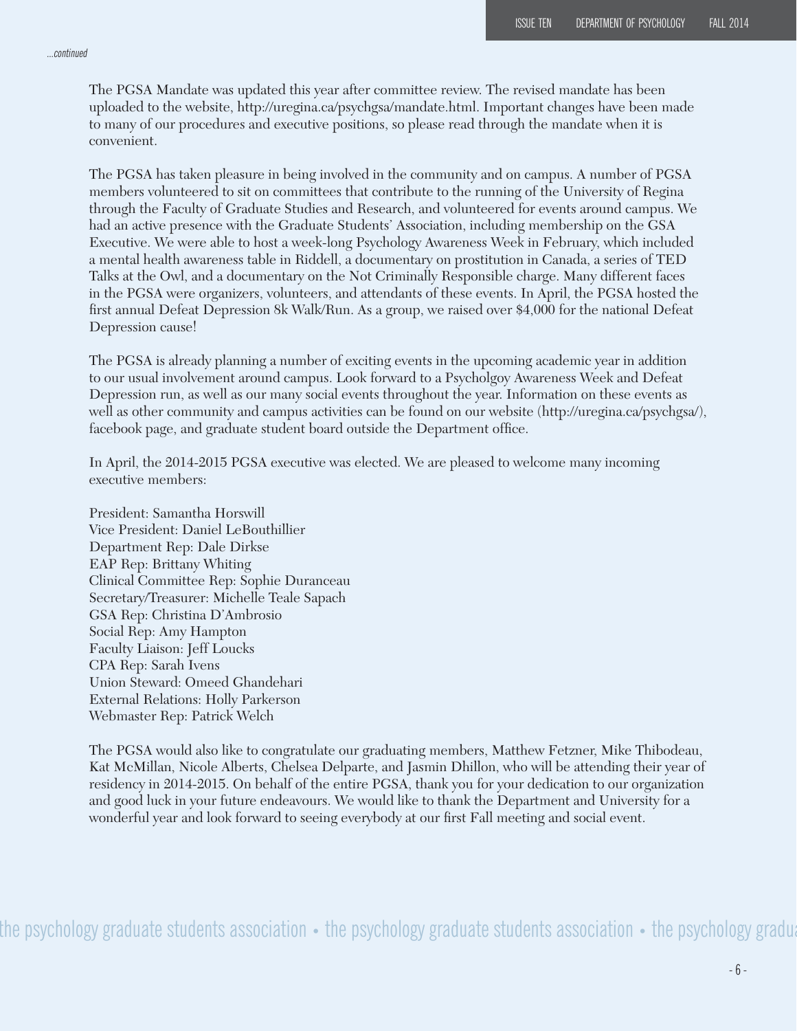*...continued*

The PGSA Mandate was updated this year after committee review. The revised mandate has been uploaded to the website, http://uregina.ca/psychgsa/mandate.html. Important changes have been made to many of our procedures and executive positions, so please read through the mandate when it is convenient.

The PGSA has taken pleasure in being involved in the community and on campus. A number of PGSA members volunteered to sit on committees that contribute to the running of the University of Regina through the Faculty of Graduate Studies and Research, and volunteered for events around campus. We had an active presence with the Graduate Students' Association, including membership on the GSA Executive. We were able to host a week-long Psychology Awareness Week in February, which included a mental health awareness table in Riddell, a documentary on prostitution in Canada, a series of TED Talks at the Owl, and a documentary on the Not Criminally Responsible charge. Many different faces in the PGSA were organizers, volunteers, and attendants of these events. In April, the PGSA hosted the first annual Defeat Depression 8k Walk/Run. As a group, we raised over $4,000 for the national Defeat Depression cause!

The PGSA is already planning a number of exciting events in the upcoming academic year in addition to our usual involvement around campus. Look forward to a Psycholgoy Awareness Week and Defeat Depression run, as well as our many social events throughout the year. Information on these events as well as other community and campus activities can be found on our website (http://uregina.ca/psychgsa/), facebook page, and graduate student board outside the Department office.

In April, the 2014-2015 PGSA executive was elected. We are pleased to welcome many incoming executive members:

President: Samantha Horswill
Vice President: Daniel LeBouthillier
Department Rep: Dale Dirkse
EAP Rep: Brittany Whiting
Clinical Committee Rep: Sophie Duranceau
Secretary/Treasurer: Michelle Teale Sapach
GSA Rep: Christina D'Ambrosio
Social Rep: Amy Hampton
Faculty Liaison: Jeff Loucks
CPA Rep: Sarah Ivens
Union Steward: Omeed Ghandehari
External Relations: Holly Parkerson
Webmaster Rep: Patrick Welch

The PGSA would also like to congratulate our graduating members, Matthew Fetzner, Mike Thibodeau, Kat McMillan, Nicole Alberts, Chelsea Delparte, and Jasmin Dhillon, who will be attending their year of residency in 2014-2015. On behalf of the entire PGSA, thank you for your dedication to our organization and good luck in your future endeavours. We would like to thank the Department and University for a wonderful year and look forward to seeing everybody at our first Fall meeting and social event.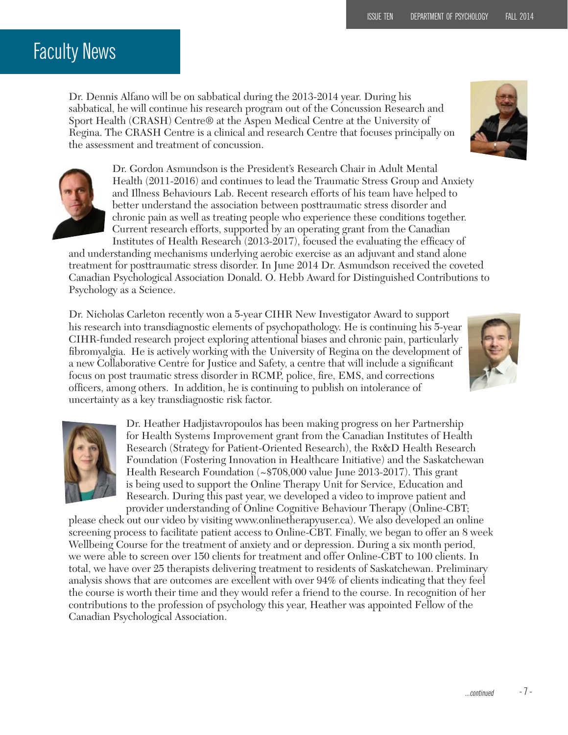# Faculty News

Dr. Dennis Alfano will be on sabbatical during the 2013-2014 year. During his sabbatical, he will continue his research program out of the Concussion Research and Sport Health (CRASH) Centre® at the Aspen Medical Centre at the University of Regina. The CRASH Centre is a clinical and research Centre that focuses principally on the assessment and treatment of concussion.

Dr. Gordon Asmundson is the President's Research Chair in Adult Mental Health (2011-2016) and continues to lead the Traumatic Stress Group and Anxiety and Illness Behaviours Lab. Recent research efforts of his team have helped to better understand the association between posttraumatic stress disorder and chronic pain as well as treating people who experience these conditions together. Current research efforts, supported by an operating grant from the Canadian Institutes of Health Research (2013-2017), focused the evaluating the efficacy of and understanding mechanisms underlying aerobic exercise as an adjuvant and stand alone treatment for posttraumatic stress disorder. In June 2014 Dr. Asmundson received the coveted Canadian Psychological Association Donald. O. Hebb Award for Distinguished Contributions to Psychology as a Science.

Dr. Nicholas Carleton recently won a 5-year CIHR New Investigator Award to support his research into transdiagnostic elements of psychopathology. He is continuing his 5-year CIHR-funded research project exploring attentional biases and chronic pain, particularly fibromyalgia. He is actively working with the University of Regina on the development of a new Collaborative Centre for Justice and Safety, a centre that will include a significant focus on post traumatic stress disorder in RCMP, police, fire, EMS, and corrections officers, among others. In addition, he is continuing to publish on intolerance of uncertainty as a key transdiagnostic risk factor.

Dr. Heather Hadjistavropoulos has been making progress on her Partnership for Health Systems Improvement grant from the Canadian Institutes of Health Research (Strategy for Patient-Oriented Research), the Rx&D Health Research Foundation (Fostering Innovation in Healthcare Initiative) and the Saskatchewan Health Research Foundation (~$708,000 value June 2013-2017). This grant is being used to support the Online Therapy Unit for Service, Education and Research. During this past year, we developed a video to improve patient and provider understanding of Online Cognitive Behaviour Therapy (Online-CBT; please check out our video by visiting www.onlinetherapyuser.ca). We also developed an online screening process to facilitate patient access to Online-CBT. Finally, we began to offer an 8 week Wellbeing Course for the treatment of anxiety and or depression. During a six month period, we were able to screen over 150 clients for treatment and offer Online-CBT to 100 clients. In total, we have over 25 therapists delivering treatment to residents of Saskatchewan. Preliminary analysis shows that are outcomes are excellent with over 94% of clients indicating that they feel the course is worth their time and they would refer a friend to the course. In recognition of her contributions to the profession of psychology this year, Heather was appointed Fellow of the Canadian Psychological Association.

*...continued*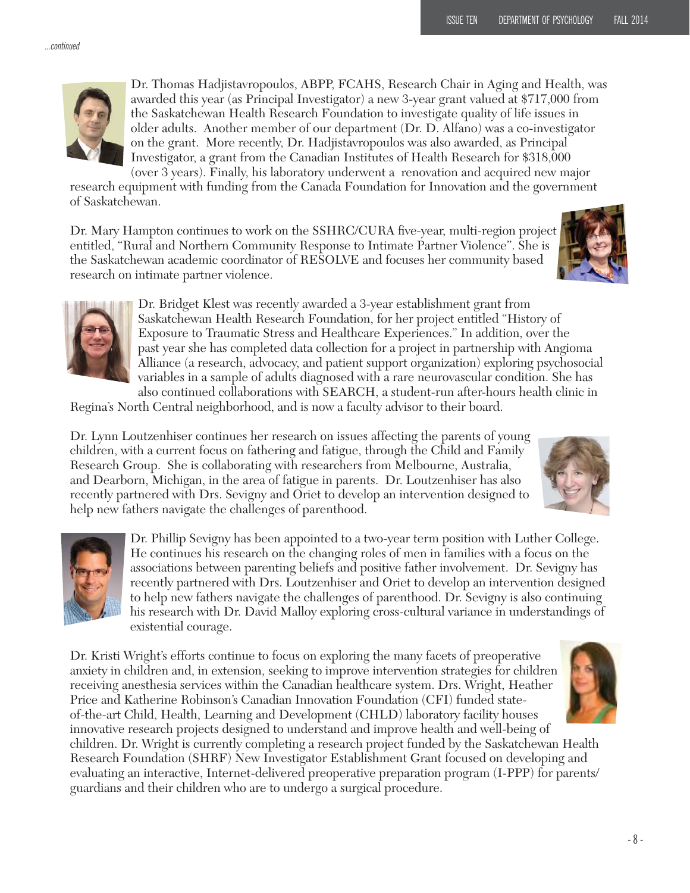*...continued*

Dr. Thomas Hadjistavropoulos, ABPP, FCAHS, Research Chair in Aging and Health, was awarded this year (as Principal Investigator) a new 3-year grant valued at $717,000 from the Saskatchewan Health Research Foundation to investigate quality of life issues in older adults. Another member of our department (Dr. D. Alfano) was a co-investigator on the grant. More recently, Dr. Hadjistavropoulos was also awarded, as Principal Investigator, a grant from the Canadian Institutes of Health Research for $318,000 (over 3 years). Finally, his laboratory underwent a renovation and acquired new major research equipment with funding from the Canada Foundation for Innovation and the government of Saskatchewan.

Dr. Mary Hampton continues to work on the SSHRC/CURA five-year, multi-region project entitled, "Rural and Northern Community Response to Intimate Partner Violence". She is the Saskatchewan academic coordinator of RESOLVE and focuses her community based research on intimate partner violence.

Dr. Bridget Klest was recently awarded a 3-year establishment grant from Saskatchewan Health Research Foundation, for her project entitled "History of Exposure to Traumatic Stress and Healthcare Experiences." In addition, over the past year she has completed data collection for a project in partnership with Angioma Alliance (a research, advocacy, and patient support organization) exploring psychosocial variables in a sample of adults diagnosed with a rare neurovascular condition. She has also continued collaborations with SEARCH, a student-run after-hours health clinic in Regina's North Central neighborhood, and is now a faculty advisor to their board.

Dr. Lynn Loutzenhiser continues her research on issues affecting the parents of young children, with a current focus on fathering and fatigue, through the Child and Family Research Group. She is collaborating with researchers from Melbourne, Australia, and Dearborn, Michigan, in the area of fatigue in parents. Dr. Loutzenhiser has also recently partnered with Drs. Sevigny and Oriet to develop an intervention designed to help new fathers navigate the challenges of parenthood.

Dr. Phillip Sevigny has been appointed to a two-year term position with Luther College. He continues his research on the changing roles of men in families with a focus on the associations between parenting beliefs and positive father involvement. Dr. Sevigny has recently partnered with Drs. Loutzenhiser and Oriet to develop an intervention designed to help new fathers navigate the challenges of parenthood. Dr. Sevigny is also continuing his research with Dr. David Malloy exploring cross-cultural variance in understandings of existential courage.

Dr. Kristi Wright's efforts continue to focus on exploring the many facets of preoperative anxiety in children and, in extension, seeking to improve intervention strategies for children receiving anesthesia services within the Canadian healthcare system. Drs. Wright, Heather Price and Katherine Robinson's Canadian Innovation Foundation (CFI) funded state-of-the-art Child, Health, Learning and Development (CHLD) laboratory facility houses innovative research projects designed to understand and improve health and well-being of children. Dr. Wright is currently completing a research project funded by the Saskatchewan Health Research Foundation (SHRF) New Investigator Establishment Grant focused on developing and evaluating an interactive, Internet-delivered preoperative preparation program (I-PPP) for parents/guardians and their children who are to undergo a surgical procedure.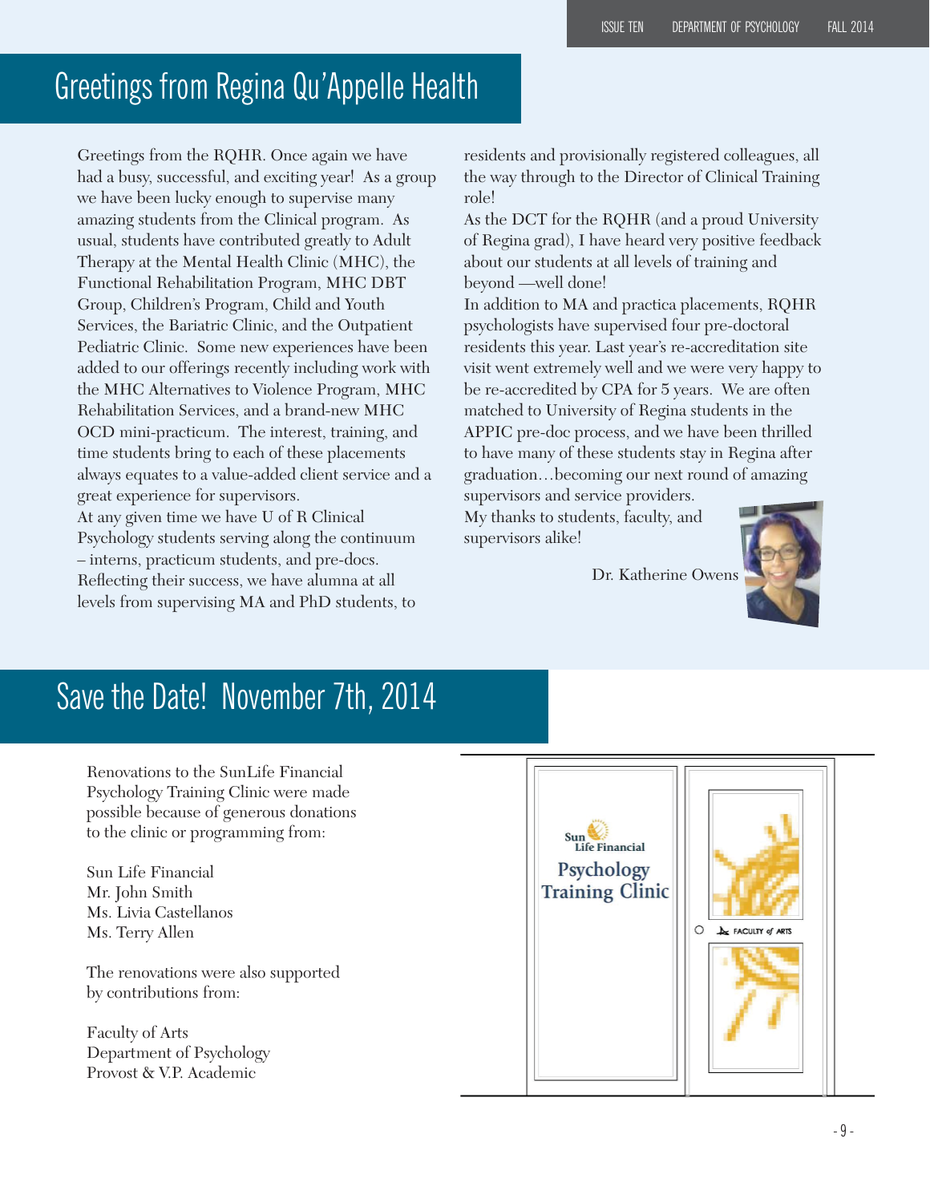# Greetings from Regina Qu'Appelle Health

Greetings from the RQHR. Once again we have had a busy, successful, and exciting year! As a group we have been lucky enough to supervise many amazing students from the Clinical program. As usual, students have contributed greatly to Adult Therapy at the Mental Health Clinic (MHC), the Functional Rehabilitation Program, MHC DBT Group, Children's Program, Child and Youth Services, the Bariatric Clinic, and the Outpatient Pediatric Clinic. Some new experiences have been added to our offerings recently including work with the MHC Alternatives to Violence Program, MHC Rehabilitation Services, and a brand-new MHC OCD mini-practicum. The interest, training, and time students bring to each of these placements always equates to a value-added client service and a great experience for supervisors.

At any given time we have U of R Clinical Psychology students serving along the continuum – interns, practicum students, and pre-docs. Reflecting their success, we have alumna at all levels from supervising MA and PhD students, to residents and provisionally registered colleagues, all the way through to the Director of Clinical Training role!

As the DCT for the RQHR (and a proud University of Regina grad), I have heard very positive feedback about our students at all levels of training and beyond —well done!

In addition to MA and practica placements, RQHR psychologists have supervised four pre-doctoral residents this year. Last year's re-accreditation site visit went extremely well and we were very happy to be re-accredited by CPA for 5 years. We are often matched to University of Regina students in the APPIC pre-doc process, and we have been thrilled to have many of these students stay in Regina after graduation…becoming our next round of amazing supervisors and service providers.

My thanks to students, faculty, and supervisors alike!

Dr. Katherine Owens

# Save the Date! November 7th, 2014

Renovations to the SunLife Financial Psychology Training Clinic were made possible because of generous donations to the clinic or programming from:

Sun Life Financial
Mr. John Smith
Ms. Livia Castellanos
Ms. Terry Allen

The renovations were also supported by contributions from:

Faculty of Arts
Department of Psychology
Provost & V.P. Academic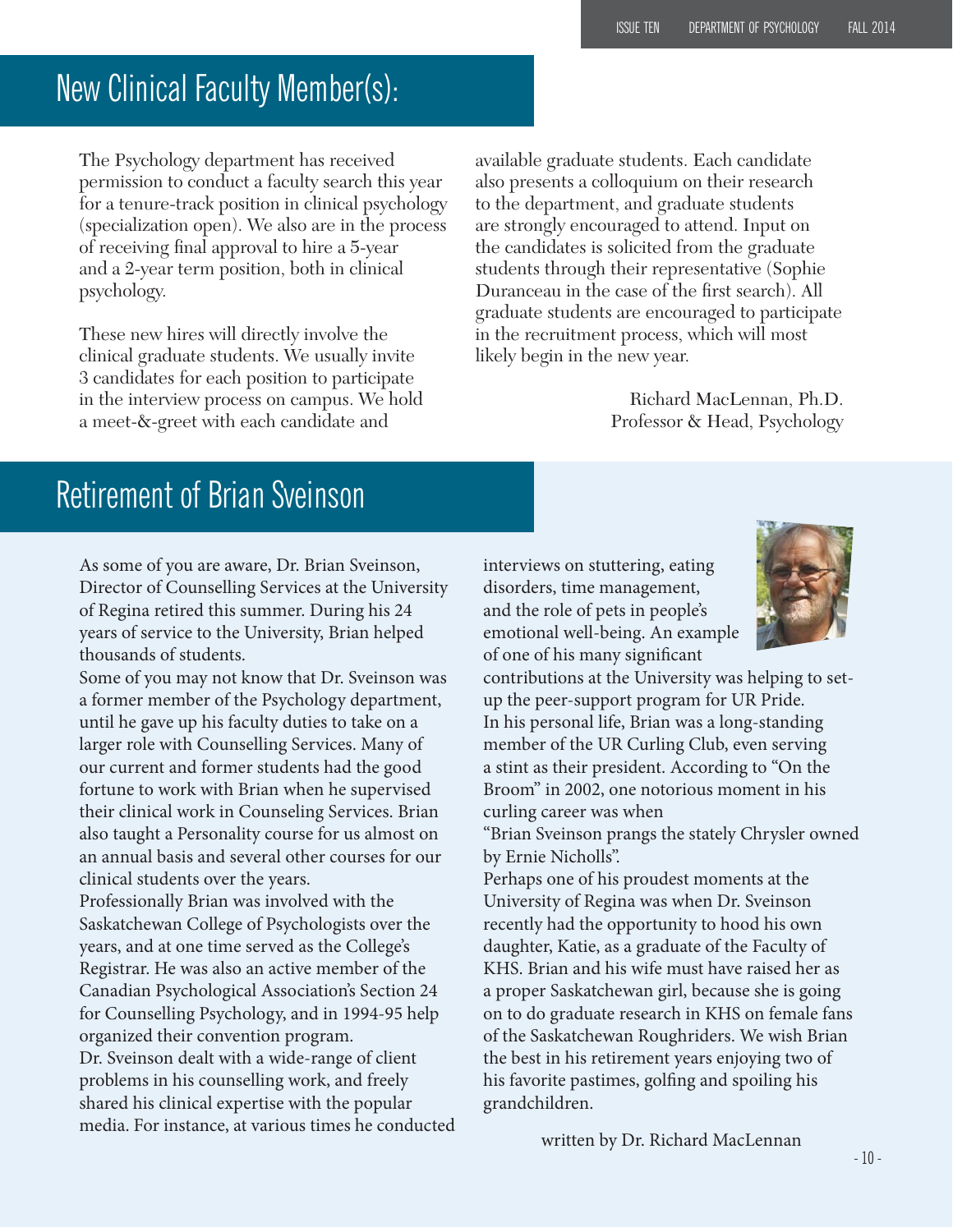## New Clinical Faculty Member(s):

The Psychology department has received permission to conduct a faculty search this year for a tenure-track position in clinical psychology (specialization open). We also are in the process of receiving final approval to hire a 5-year and a 2-year term position, both in clinical psychology.

These new hires will directly involve the clinical graduate students. We usually invite 3 candidates for each position to participate in the interview process on campus. We hold a meet-&-greet with each candidate and available graduate students. Each candidate also presents a colloquium on their research to the department, and graduate students are strongly encouraged to attend. Input on the candidates is solicited from the graduate students through their representative (Sophie Duranceau in the case of the first search). All graduate students are encouraged to participate in the recruitment process, which will most likely begin in the new year.

Richard MacLennan, Ph.D.
Professor & Head, Psychology

## Retirement of Brian Sveinson

As some of you are aware, Dr. Brian Sveinson, Director of Counselling Services at the University of Regina retired this summer. During his 24 years of service to the University, Brian helped thousands of students.

Some of you may not know that Dr. Sveinson was a former member of the Psychology department, until he gave up his faculty duties to take on a larger role with Counselling Services. Many of our current and former students had the good fortune to work with Brian when he supervised their clinical work in Counseling Services. Brian also taught a Personality course for us almost on an annual basis and several other courses for our clinical students over the years.

Professionally Brian was involved with the Saskatchewan College of Psychologists over the years, and at one time served as the College's Registrar. He was also an active member of the Canadian Psychological Association's Section 24 for Counselling Psychology, and in 1994-95 help organized their convention program.

Dr. Sveinson dealt with a wide-range of client problems in his counselling work, and freely shared his clinical expertise with the popular media. For instance, at various times he conducted interviews on stuttering, eating disorders, time management, and the role of pets in people's emotional well-being. An example of one of his many significant contributions at the University was helping to set-up the peer-support program for UR Pride.

In his personal life, Brian was a long-standing member of the UR Curling Club, even serving a stint as their president. According to "On the Broom" in 2002, one notorious moment in his curling career was when

"Brian Sveinson prangs the stately Chrysler owned by Ernie Nicholls".

Perhaps one of his proudest moments at the University of Regina was when Dr. Sveinson recently had the opportunity to hood his own daughter, Katie, as a graduate of the Faculty of KHS. Brian and his wife must have raised her as a proper Saskatchewan girl, because she is going on to do graduate research in KHS on female fans of the Saskatchewan Roughriders. We wish Brian the best in his retirement years enjoying two of his favorite pastimes, golfing and spoiling his grandchildren.

written by Dr. Richard MacLennan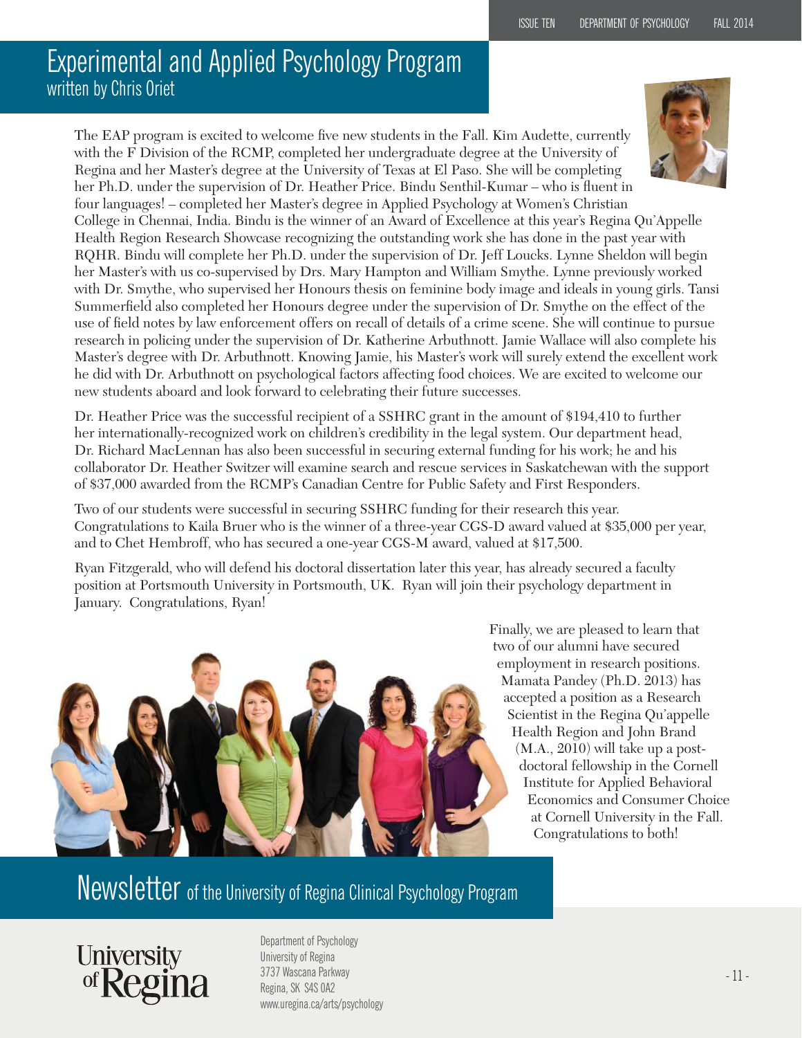# Experimental and Applied Psychology Program

written by Chris Oriet

The EAP program is excited to welcome five new students in the Fall. Kim Audette, currently with the F Division of the RCMP, completed her undergraduate degree at the University of Regina and her Master's degree at the University of Texas at El Paso. She will be completing her Ph.D. under the supervision of Dr. Heather Price. Bindu Senthil-Kumar – who is fluent in four languages! – completed her Master's degree in Applied Psychology at Women's Christian College in Chennai, India. Bindu is the winner of an Award of Excellence at this year's Regina Qu'Appelle Health Region Research Showcase recognizing the outstanding work she has done in the past year with RQHR. Bindu will complete her Ph.D. under the supervision of Dr. Jeff Loucks. Lynne Sheldon will begin her Master's with us co-supervised by Drs. Mary Hampton and William Smythe. Lynne previously worked with Dr. Smythe, who supervised her Honours thesis on feminine body image and ideals in young girls. Tansi Summerfield also completed her Honours degree under the supervision of Dr. Smythe on the effect of the use of field notes by law enforcement offers on recall of details of a crime scene. She will continue to pursue research in policing under the supervision of Dr. Katherine Arbuthnott. Jamie Wallace will also complete his Master's degree with Dr. Arbuthnott. Knowing Jamie, his Master's work will surely extend the excellent work he did with Dr. Arbuthnott on psychological factors affecting food choices. We are excited to welcome our new students aboard and look forward to celebrating their future successes.

Dr. Heather Price was the successful recipient of a SSHRC grant in the amount of $194,410 to further her internationally-recognized work on children's credibility in the legal system. Our department head, Dr. Richard MacLennan has also been successful in securing external funding for his work; he and his collaborator Dr. Heather Switzer will examine search and rescue services in Saskatchewan with the support of $37,000 awarded from the RCMP's Canadian Centre for Public Safety and First Responders.

Two of our students were successful in securing SSHRC funding for their research this year. Congratulations to Kaila Bruer who is the winner of a three-year CGS-D award valued at $35,000 per year, and to Chet Hembroff, who has secured a one-year CGS-M award, valued at $17,500.

Ryan Fitzgerald, who will defend his doctoral dissertation later this year, has already secured a faculty position at Portsmouth University in Portsmouth, UK. Ryan will join their psychology department in January. Congratulations, Ryan!

Finally, we are pleased to learn that two of our alumni have secured employment in research positions. Mamata Pandey (Ph.D. 2013) has accepted a position as a Research Scientist in the Regina Qu'appelle Health Region and John Brand (M.A., 2010) will take up a post-doctoral fellowship in the Cornell Institute for Applied Behavioral Economics and Consumer Choice at Cornell University in the Fall. Congratulations to both!

## Newsletter of the University of Regina Clinical Psychology Program

University of Regina

Department of Psychology
University of Regina
3737 Wascana Parkway
Regina, SK S4S 0A2
www.uregina.ca/arts/psychology